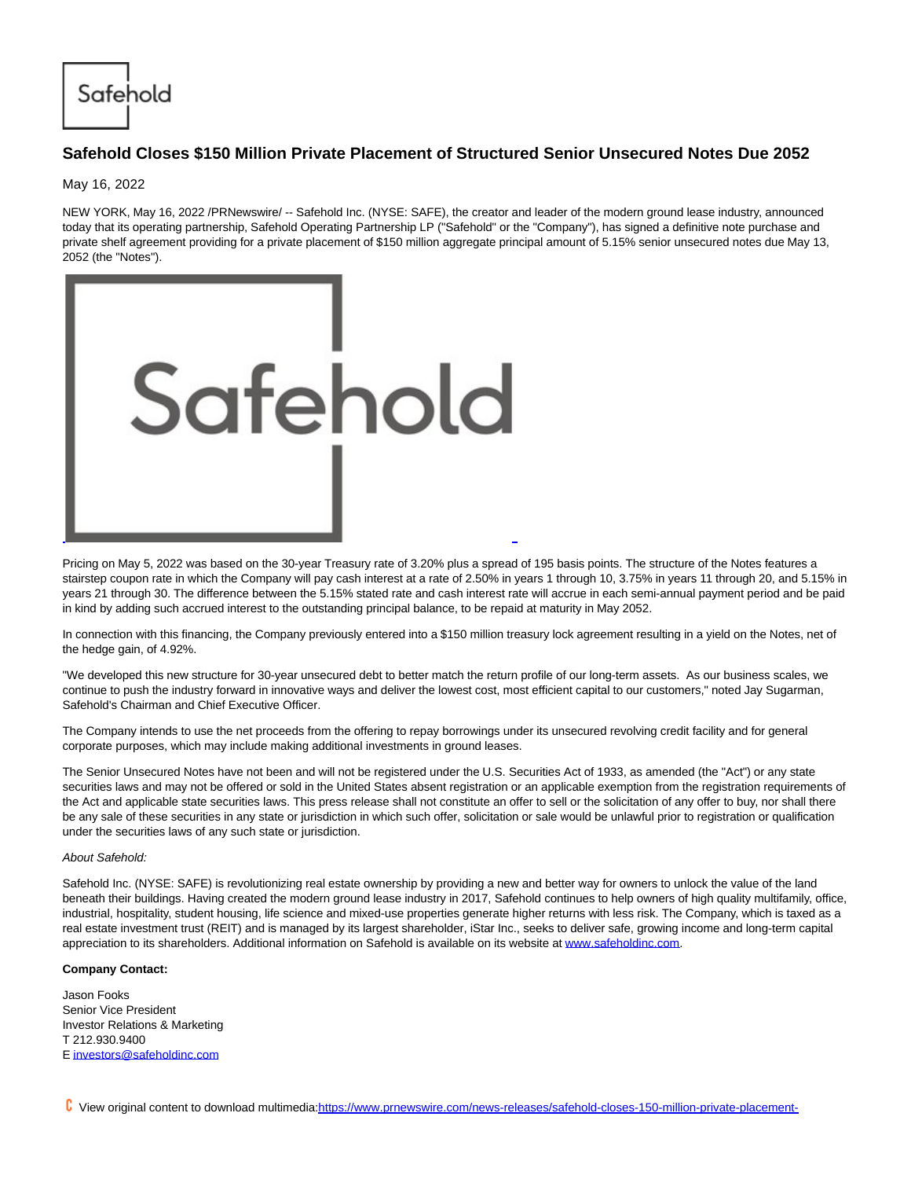# Safehold Closes $150 Million Private Placement of Structured Senior Unsecured Notes Due 2052

May 16, 2022

NEW YORK, May 16, 2022 /PRNewswire/ -- Safehold Inc. (NYSE: SAFE), the creator and leader of the modern ground lease industry, announced today that its operating partnership, Safehold Operating Partnership LP ("Safehold" or the "Company"), has signed a definitive note purchase and private shelf agreement providing for a private placement of $150 million aggregate principal amount of 5.15% senior unsecured notes due May 13, 2052 (the "Notes").

Pricing on May 5, 2022 was based on the 30-year Treasury rate of 3.20% plus a spread of 195 basis points. The structure of the Notes features a stairstep coupon rate in which the Company will pay cash interest at a rate of 2.50% in years 1 through 10, 3.75% in years 11 through 20, and 5.15% in years 21 through 30. The difference between the 5.15% stated rate and cash interest rate will accrue in each semi-annual payment period and be paid in kind by adding such accrued interest to the outstanding principal balance, to be repaid at maturity in May 2052.

In connection with this financing, the Company previously entered into a $150 million treasury lock agreement resulting in a yield on the Notes, net of the hedge gain, of 4.92%.

"We developed this new structure for 30-year unsecured debt to better match the return profile of our long-term assets. As our business scales, we continue to push the industry forward in innovative ways and deliver the lowest cost, most efficient capital to our customers," noted Jay Sugarman, Safehold's Chairman and Chief Executive Officer.

The Company intends to use the net proceeds from the offering to repay borrowings under its unsecured revolving credit facility and for general corporate purposes, which may include making additional investments in ground leases.

The Senior Unsecured Notes have not been and will not be registered under the U.S. Securities Act of 1933, as amended (the "Act") or any state securities laws and may not be offered or sold in the United States absent registration or an applicable exemption from the registration requirements of the Act and applicable state securities laws. This press release shall not constitute an offer to sell or the solicitation of any offer to buy, nor shall there be any sale of these securities in any state or jurisdiction in which such offer, solicitation or sale would be unlawful prior to registration or qualification under the securities laws of any such state or jurisdiction.

*About Safehold:*

Safehold Inc. (NYSE: SAFE) is revolutionizing real estate ownership by providing a new and better way for owners to unlock the value of the land beneath their buildings. Having created the modern ground lease industry in 2017, Safehold continues to help owners of high quality multifamily, office, industrial, hospitality, student housing, life science and mixed-use properties generate higher returns with less risk. The Company, which is taxed as a real estate investment trust (REIT) and is managed by its largest shareholder, iStar Inc., seeks to deliver safe, growing income and long-term capital appreciation to its shareholders. Additional information on Safehold is available on its website at www.safeholdinc.com.

**Company Contact:**

Jason Fooks
Senior Vice President
Investor Relations & Marketing
T 212.930.9400
E investors@safeholdinc.com

View original content to download multimedia:https://www.prnewswire.com/news-releases/safehold-closes-150-million-private-placement-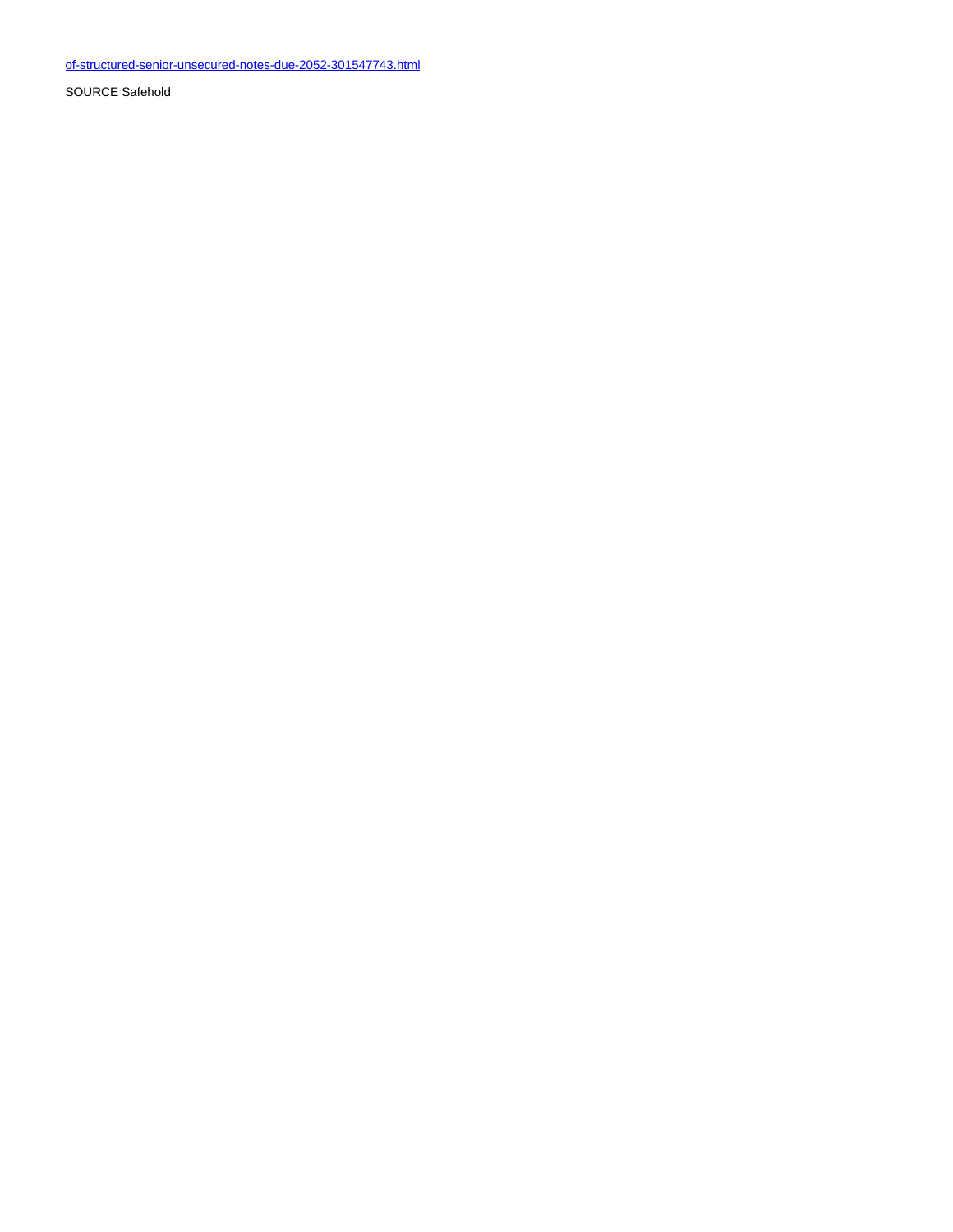of-structured-senior-unsecured-notes-due-2052-301547743.html

SOURCE Safehold